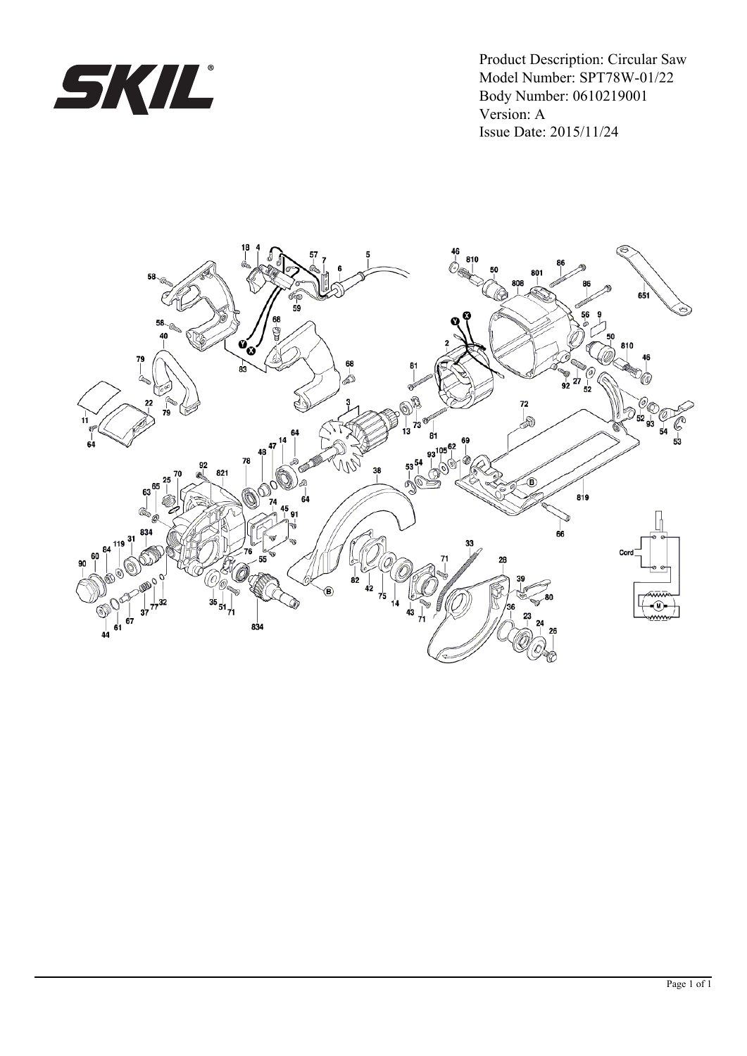SKIL

Product Description: Circular Saw
Model Number: SPT78W-01/22
Body Number: 0610219001
Version: A
Issue Date: 2015/11/24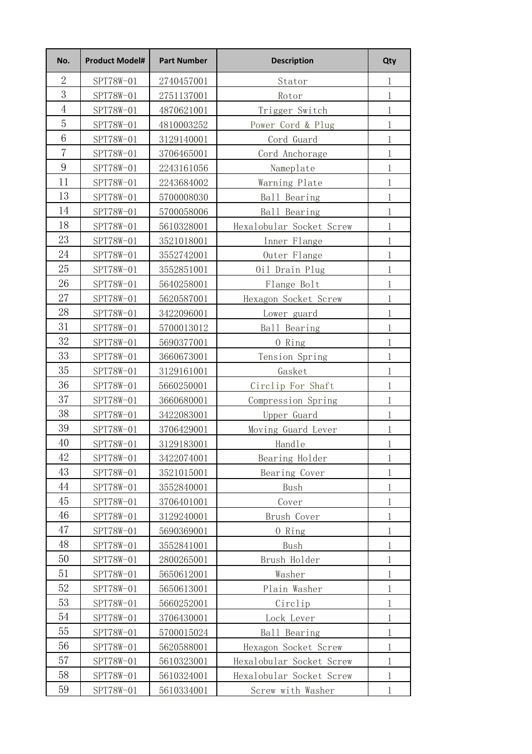| No. | Product Model# | Part Number | Description | Qty |
|---|---|---|---|---|
| 2 | SPT78W-01 | 2740457001 | Stator | 1 |
| 3 | SPT78W-01 | 2751137001 | Rotor | 1 |
| 4 | SPT78W-01 | 4870621001 | Trigger Switch | 1 |
| 5 | SPT78W-01 | 4810003252 | Power Cord & Plug | 1 |
| 6 | SPT78W-01 | 3129140001 | Cord Guard | 1 |
| 7 | SPT78W-01 | 3706465001 | Cord Anchorage | 1 |
| 9 | SPT78W-01 | 2243161056 | Nameplate | 1 |
| 11 | SPT78W-01 | 2243684002 | Warning Plate | 1 |
| 13 | SPT78W-01 | 5700008030 | Ball Bearing | 1 |
| 14 | SPT78W-01 | 5700058006 | Ball Bearing | 1 |
| 18 | SPT78W-01 | 5610328001 | Hexalobular Socket Screw | 1 |
| 23 | SPT78W-01 | 3521018001 | Inner Flange | 1 |
| 24 | SPT78W-01 | 3552742001 | Outer Flange | 1 |
| 25 | SPT78W-01 | 3552851001 | Oil Drain Plug | 1 |
| 26 | SPT78W-01 | 5640258001 | Flange Bolt | 1 |
| 27 | SPT78W-01 | 5620587001 | Hexagon Socket Screw | 1 |
| 28 | SPT78W-01 | 3422096001 | Lower guard | 1 |
| 31 | SPT78W-01 | 5700013012 | Ball Bearing | 1 |
| 32 | SPT78W-01 | 5690377001 | O Ring | 1 |
| 33 | SPT78W-01 | 3660673001 | Tension Spring | 1 |
| 35 | SPT78W-01 | 3129161001 | Gasket | 1 |
| 36 | SPT78W-01 | 5660250001 | Circlip For Shaft | 1 |
| 37 | SPT78W-01 | 3660680001 | Compression Spring | 1 |
| 38 | SPT78W-01 | 3422083001 | Upper Guard | 1 |
| 39 | SPT78W-01 | 3706429001 | Moving Guard Lever | 1 |
| 40 | SPT78W-01 | 3129183001 | Handle | 1 |
| 42 | SPT78W-01 | 3422074001 | Bearing Holder | 1 |
| 43 | SPT78W-01 | 3521015001 | Bearing Cover | 1 |
| 44 | SPT78W-01 | 3552840001 | Bush | 1 |
| 45 | SPT78W-01 | 3706401001 | Cover | 1 |
| 46 | SPT78W-01 | 3129240001 | Brush Cover | 1 |
| 47 | SPT78W-01 | 5690369001 | O Ring | 1 |
| 48 | SPT78W-01 | 3552841001 | Bush | 1 |
| 50 | SPT78W-01 | 2800265001 | Brush Holder | 1 |
| 51 | SPT78W-01 | 5650612001 | Washer | 1 |
| 52 | SPT78W-01 | 5650613001 | Plain Washer | 1 |
| 53 | SPT78W-01 | 5660252001 | Circlip | 1 |
| 54 | SPT78W-01 | 3706430001 | Lock Lever | 1 |
| 55 | SPT78W-01 | 5700015024 | Ball Bearing | 1 |
| 56 | SPT78W-01 | 5620588001 | Hexagon Socket Screw | 1 |
| 57 | SPT78W-01 | 5610323001 | Hexalobular Socket Screw | 1 |
| 58 | SPT78W-01 | 5610324001 | Hexalobular Socket Screw | 1 |
| 59 | SPT78W-01 | 5610334001 | Screw with Washer | 1 |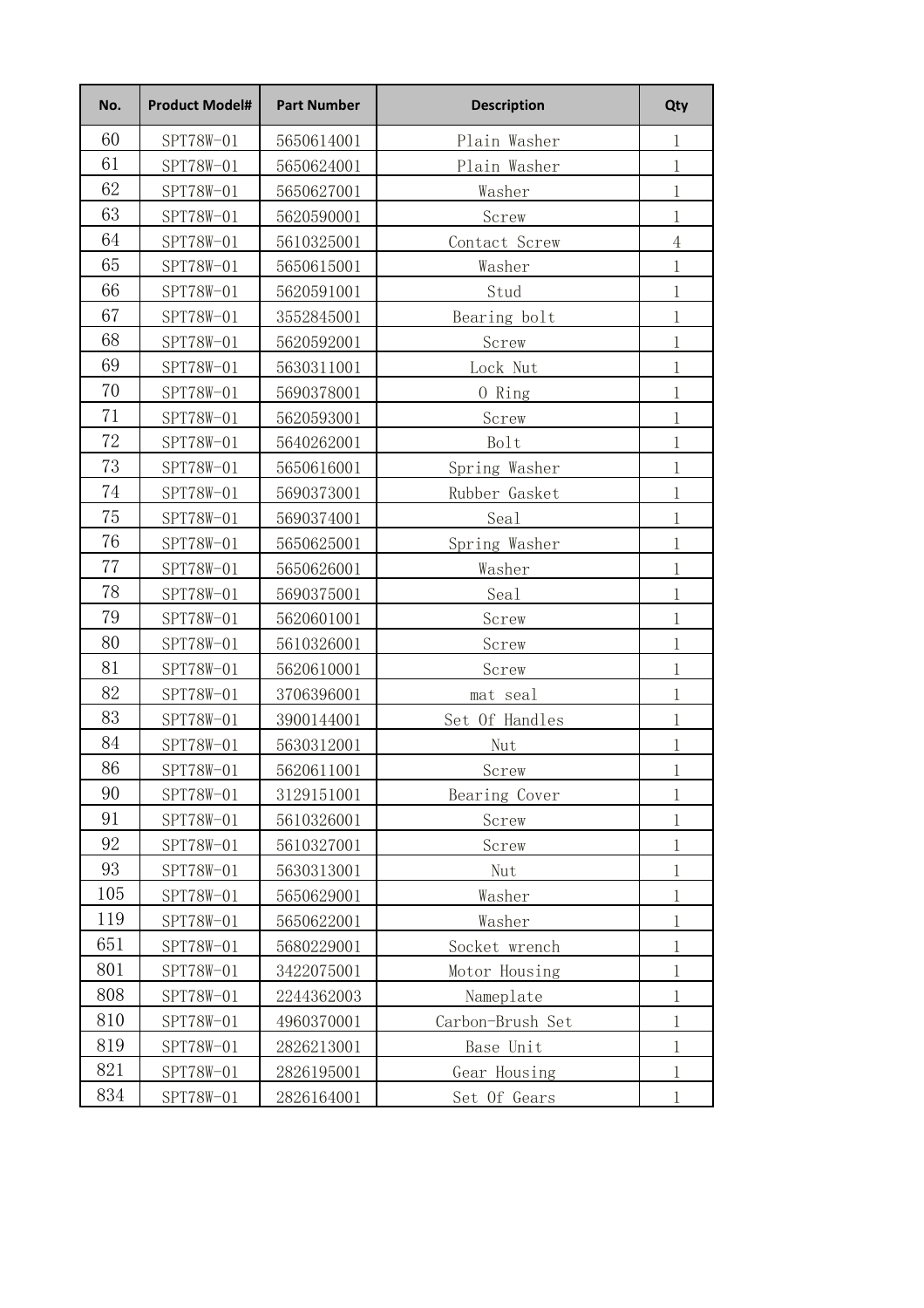| No. | Product Model# | Part Number | Description | Qty |
|---|---|---|---|---|
| 60 | SPT78W-01 | 5650614001 | Plain Washer | 1 |
| 61 | SPT78W-01 | 5650624001 | Plain Washer | 1 |
| 62 | SPT78W-01 | 5650627001 | Washer | 1 |
| 63 | SPT78W-01 | 5620590001 | Screw | 1 |
| 64 | SPT78W-01 | 5610325001 | Contact Screw | 4 |
| 65 | SPT78W-01 | 5650615001 | Washer | 1 |
| 66 | SPT78W-01 | 5620591001 | Stud | 1 |
| 67 | SPT78W-01 | 3552845001 | Bearing bolt | 1 |
| 68 | SPT78W-01 | 5620592001 | Screw | 1 |
| 69 | SPT78W-01 | 5630311001 | Lock Nut | 1 |
| 70 | SPT78W-01 | 5690378001 | O Ring | 1 |
| 71 | SPT78W-01 | 5620593001 | Screw | 1 |
| 72 | SPT78W-01 | 5640262001 | Bolt | 1 |
| 73 | SPT78W-01 | 5650616001 | Spring Washer | 1 |
| 74 | SPT78W-01 | 5690373001 | Rubber Gasket | 1 |
| 75 | SPT78W-01 | 5690374001 | Seal | 1 |
| 76 | SPT78W-01 | 5650625001 | Spring Washer | 1 |
| 77 | SPT78W-01 | 5650626001 | Washer | 1 |
| 78 | SPT78W-01 | 5690375001 | Seal | 1 |
| 79 | SPT78W-01 | 5620601001 | Screw | 1 |
| 80 | SPT78W-01 | 5610326001 | Screw | 1 |
| 81 | SPT78W-01 | 5620610001 | Screw | 1 |
| 82 | SPT78W-01 | 3706396001 | mat seal | 1 |
| 83 | SPT78W-01 | 3900144001 | Set Of Handles | 1 |
| 84 | SPT78W-01 | 5630312001 | Nut | 1 |
| 86 | SPT78W-01 | 5620611001 | Screw | 1 |
| 90 | SPT78W-01 | 3129151001 | Bearing Cover | 1 |
| 91 | SPT78W-01 | 5610326001 | Screw | 1 |
| 92 | SPT78W-01 | 5610327001 | Screw | 1 |
| 93 | SPT78W-01 | 5630313001 | Nut | 1 |
| 105 | SPT78W-01 | 5650629001 | Washer | 1 |
| 119 | SPT78W-01 | 5650622001 | Washer | 1 |
| 651 | SPT78W-01 | 5680229001 | Socket wrench | 1 |
| 801 | SPT78W-01 | 3422075001 | Motor Housing | 1 |
| 808 | SPT78W-01 | 2244362003 | Nameplate | 1 |
| 810 | SPT78W-01 | 4960370001 | Carbon-Brush Set | 1 |
| 819 | SPT78W-01 | 2826213001 | Base Unit | 1 |
| 821 | SPT78W-01 | 2826195001 | Gear Housing | 1 |
| 834 | SPT78W-01 | 2826164001 | Set Of Gears | 1 |